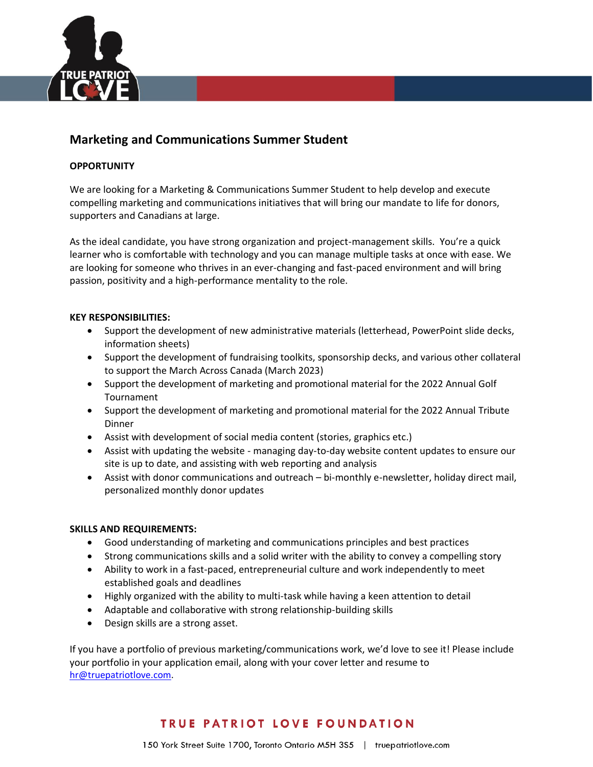# Marketing and Communications Summer Student

**OPPORTUNITY**

We are looking for a Marketing & Communications Summer Student to help develop and execute compelling marketing and communications initiatives that will bring our mandate to life for donors, supporters and Canadians at large.

As the ideal candidate, you have strong organization and project-management skills. You're a quick learner who is comfortable with technology and you can manage multiple tasks at once with ease. We are looking for someone who thrives in an ever-changing and fast-paced environment and will bring passion, positivity and a high-performance mentality to the role.

**KEY RESPONSIBILITIES:**

- Support the development of new administrative materials (letterhead, PowerPoint slide decks, information sheets)
- Support the development of fundraising toolkits, sponsorship decks, and various other collateral to support the March Across Canada (March 2023)
- Support the development of marketing and promotional material for the 2022 Annual Golf Tournament
- Support the development of marketing and promotional material for the 2022 Annual Tribute Dinner
- Assist with development of social media content (stories, graphics etc.)
- Assist with updating the website - managing day-to-day website content updates to ensure our site is up to date, and assisting with web reporting and analysis
- Assist with donor communications and outreach – bi-monthly e-newsletter, holiday direct mail, personalized monthly donor updates

**SKILLS AND REQUIREMENTS:**

- Good understanding of marketing and communications principles and best practices
- Strong communications skills and a solid writer with the ability to convey a compelling story
- Ability to work in a fast-paced, entrepreneurial culture and work independently to meet established goals and deadlines
- Highly organized with the ability to multi-task while having a keen attention to detail
- Adaptable and collaborative with strong relationship-building skills
- Design skills are a strong asset.

If you have a portfolio of previous marketing/communications work, we'd love to see it! Please include your portfolio in your application email, along with your cover letter and resume to hr@truepatriotlove.com.

TRUE PATRIOT LOVE FOUNDATION

150 York Street Suite 1700, Toronto Ontario M5H 3S5 | truepatriotlove.com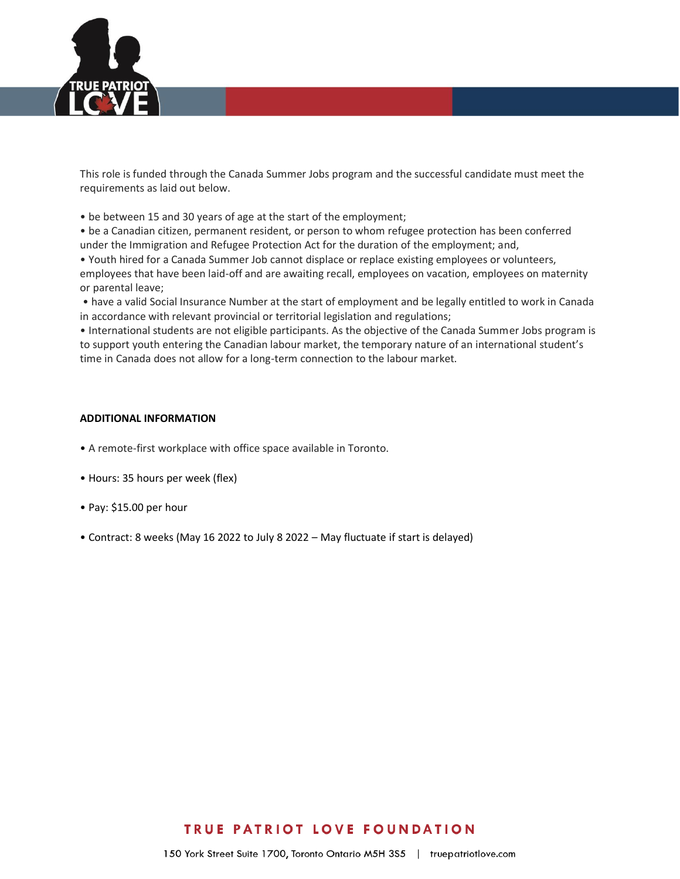This role is funded through the Canada Summer Jobs program and the successful candidate must meet the requirements as laid out below.

- be between 15 and 30 years of age at the start of the employment;
- be a Canadian citizen, permanent resident, or person to whom refugee protection has been conferred under the Immigration and Refugee Protection Act for the duration of the employment; and,
- Youth hired for a Canada Summer Job cannot displace or replace existing employees or volunteers, employees that have been laid-off and are awaiting recall, employees on vacation, employees on maternity or parental leave;
- have a valid Social Insurance Number at the start of employment and be legally entitled to work in Canada in accordance with relevant provincial or territorial legislation and regulations;
- International students are not eligible participants. As the objective of the Canada Summer Jobs program is to support youth entering the Canadian labour market, the temporary nature of an international student's time in Canada does not allow for a long-term connection to the labour market.

**ADDITIONAL INFORMATION**

- A remote-first workplace with office space available in Toronto.
- Hours: 35 hours per week (flex)
- Pay: $15.00 per hour
- Contract: 8 weeks (May 16 2022 to July 8 2022 – May fluctuate if start is delayed)